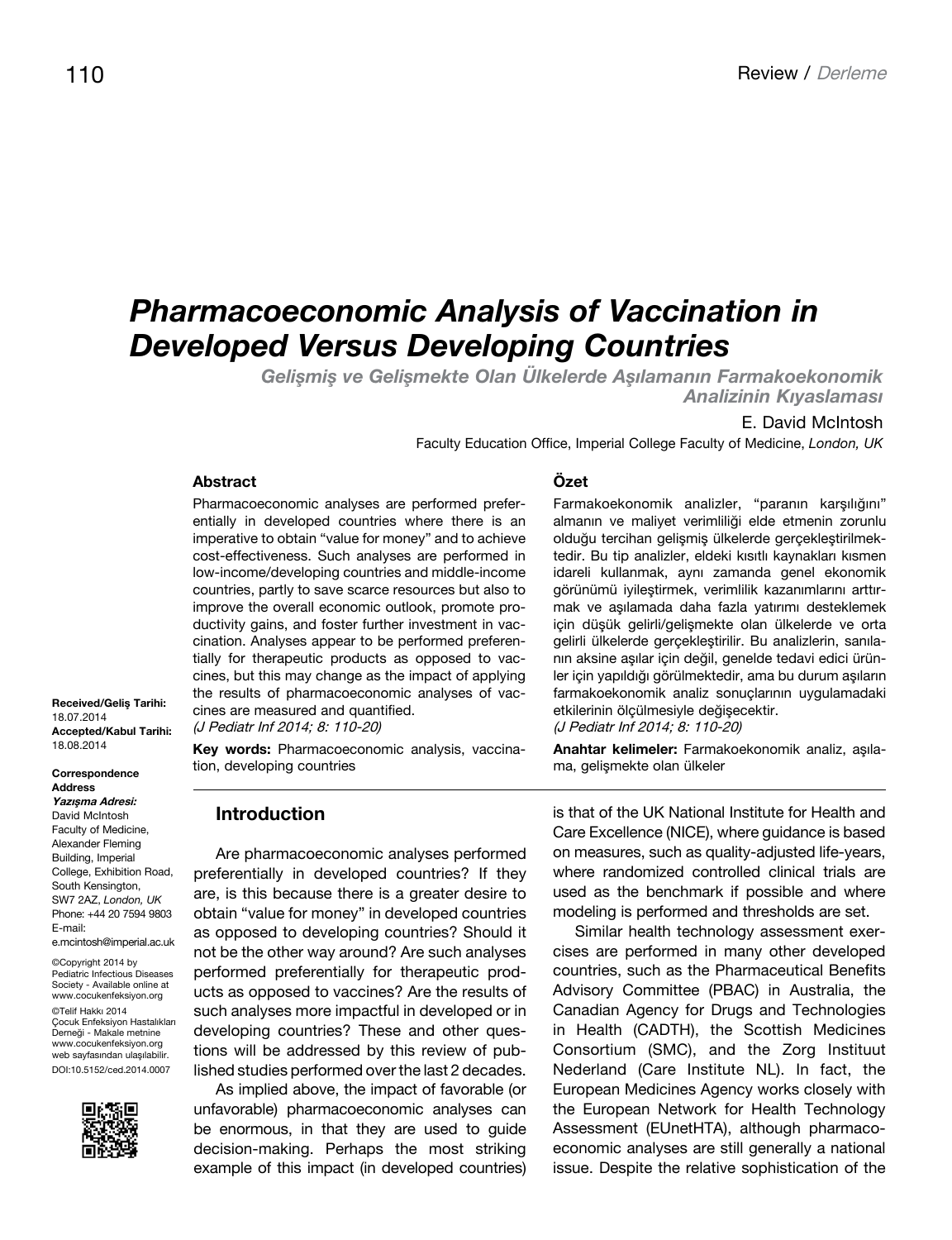Review / *Derleme*

# Pharmacoeconomic Analysis of Vaccination in Developed Versus Developing Countries

## *Gelişmiş ve Gelişmekte Olan Ülkelerde Aşılamanın Farmakoekonomik Analizinin Kıyaslaması*

E. David McIntosh

Faculty Education Office, Imperial College Faculty of Medicine, *London, UK*

**Received/Geliş Tarihi:** 18.07.2014
**Accepted/Kabul Tarihi:** 18.08.2014

**Correspondence Address**
***Yazışma Adresi:***
David McIntosh
Faculty of Medicine, Alexander Fleming Building, Imperial College, Exhibition Road, South Kensington, SW7 2AZ, *London, UK*
Phone: +44 20 7594 9803
E-mail: e.mcintosh@imperial.ac.uk

©Copyright 2014 by Pediatric Infectious Diseases Society - Available online at www.cocukenfeksiyon.org

©Telif Hakkı 2014 Çocuk Enfeksiyon Hastalıkları Derneği - Makale metnine www.cocukenfeksiyon.org web sayfasından ulaşılabilir.

DOI:10.5152/ced.2014.0007

### Abstract

Pharmacoeconomic analyses are performed preferentially in developed countries where there is an imperative to obtain "value for money" and to achieve cost-effectiveness. Such analyses are performed in low-income/developing countries and middle-income countries, partly to save scarce resources but also to improve the overall economic outlook, promote productivity gains, and foster further investment in vaccination. Analyses appear to be performed preferentially for therapeutic products as opposed to vaccines, but this may change as the impact of applying the results of pharmacoeconomic analyses of vaccines are measured and quantified.
*(J Pediatr Inf 2014; 8: 110-20)*

**Key words:** Pharmacoeconomic analysis, vaccination, developing countries

### Özet

Farmakoekonomik analizler, "paranın karşılığını" almanın ve maliyet verimliliği elde etmenin zorunlu olduğu tercihan gelişmiş ülkelerde gerçekleştirilmektedir. Bu tip analizler, eldeki kısıtlı kaynakları kısmen idareli kullanmak, aynı zamanda genel ekonomik görünümü iyileştirmek, verimlilik kazanımlarını arttırmak ve aşılamada daha fazla yatırımı desteklemek için düşük gelirli/gelişmekte olan ülkelerde ve orta gelirli ülkelerde gerçekleştirilir. Bu analizlerin, sanılanın aksine aşılar için değil, genelde tedavi edici ürünler için yapıldığı görülmektedir, ama bu durum aşıların farmakoekonomik analiz sonuçlarının uygulamadaki etkilerinin ölçülmesiyle değişecektir.
*(J Pediatr Inf 2014; 8: 110-20)*

**Anahtar kelimeler:** Farmakoekonomik analiz, aşılama, gelişmekte olan ülkeler

## Introduction

Are pharmacoeconomic analyses performed preferentially in developed countries? If they are, is this because there is a greater desire to obtain "value for money" in developed countries as opposed to developing countries? Should it not be the other way around? Are such analyses performed preferentially for therapeutic products as opposed to vaccines? Are the results of such analyses more impactful in developed or in developing countries? These and other questions will be addressed by this review of published studies performed over the last 2 decades.

As implied above, the impact of favorable (or unfavorable) pharmacoeconomic analyses can be enormous, in that they are used to guide decision-making. Perhaps the most striking example of this impact (in developed countries) is that of the UK National Institute for Health and Care Excellence (NICE), where guidance is based on measures, such as quality-adjusted life-years, where randomized controlled clinical trials are used as the benchmark if possible and where modeling is performed and thresholds are set.

Similar health technology assessment exercises are performed in many other developed countries, such as the Pharmaceutical Benefits Advisory Committee (PBAC) in Australia, the Canadian Agency for Drugs and Technologies in Health (CADTH), the Scottish Medicines Consortium (SMC), and the Zorg Instituut Nederland (Care Institute NL). In fact, the European Medicines Agency works closely with the European Network for Health Technology Assessment (EUnetHTA), although pharmacoeconomic analyses are still generally a national issue. Despite the relative sophistication of the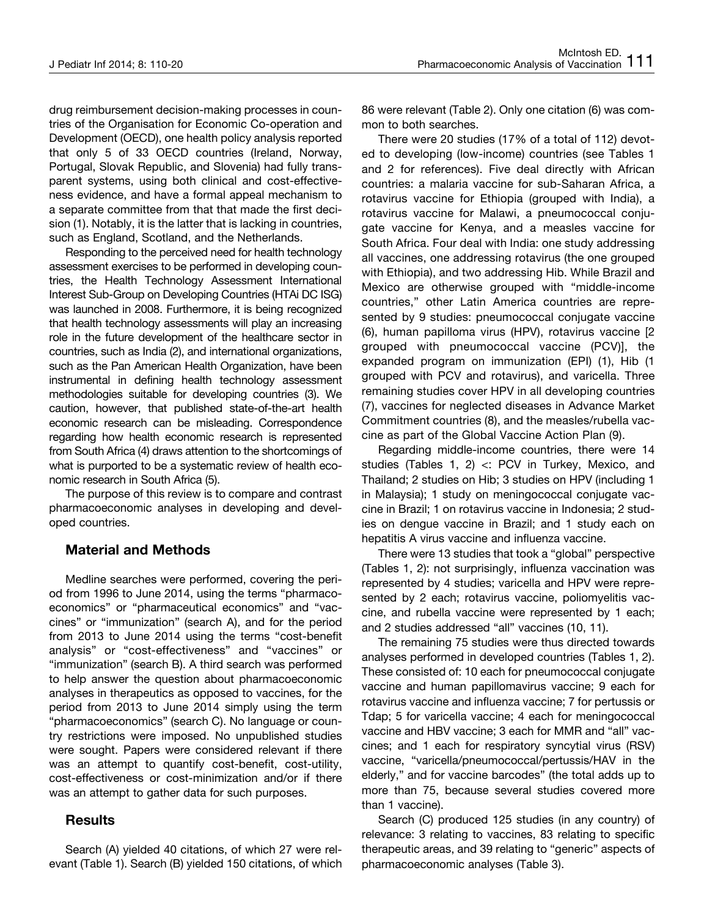drug reimbursement decision-making processes in countries of the Organisation for Economic Co-operation and Development (OECD), one health policy analysis reported that only 5 of 33 OECD countries (Ireland, Norway, Portugal, Slovak Republic, and Slovenia) had fully transparent systems, using both clinical and cost-effectiveness evidence, and have a formal appeal mechanism to a separate committee from that that made the first decision (1). Notably, it is the latter that is lacking in countries, such as England, Scotland, and the Netherlands.

Responding to the perceived need for health technology assessment exercises to be performed in developing countries, the Health Technology Assessment International Interest Sub-Group on Developing Countries (HTAi DC ISG) was launched in 2008. Furthermore, it is being recognized that health technology assessments will play an increasing role in the future development of the healthcare sector in countries, such as India (2), and international organizations, such as the Pan American Health Organization, have been instrumental in defining health technology assessment methodologies suitable for developing countries (3). We caution, however, that published state-of-the-art health economic research can be misleading. Correspondence regarding how health economic research is represented from South Africa (4) draws attention to the shortcomings of what is purported to be a systematic review of health economic research in South Africa (5).

The purpose of this review is to compare and contrast pharmacoeconomic analyses in developing and developed countries.

## Material and Methods

Medline searches were performed, covering the period from 1996 to June 2014, using the terms "pharmacoeconomics" or "pharmaceutical economics" and "vaccines" or "immunization" (search A), and for the period from 2013 to June 2014 using the terms "cost-benefit analysis" or "cost-effectiveness" and "vaccines" or "immunization" (search B). A third search was performed to help answer the question about pharmacoeconomic analyses in therapeutics as opposed to vaccines, for the period from 2013 to June 2014 simply using the term "pharmacoeconomics" (search C). No language or country restrictions were imposed. No unpublished studies were sought. Papers were considered relevant if there was an attempt to quantify cost-benefit, cost-utility, cost-effectiveness or cost-minimization and/or if there was an attempt to gather data for such purposes.

## Results

Search (A) yielded 40 citations, of which 27 were relevant (Table 1). Search (B) yielded 150 citations, of which 86 were relevant (Table 2). Only one citation (6) was common to both searches.

There were 20 studies (17% of a total of 112) devoted to developing (low-income) countries (see Tables 1 and 2 for references). Five deal directly with African countries: a malaria vaccine for sub-Saharan Africa, a rotavirus vaccine for Ethiopia (grouped with India), a rotavirus vaccine for Malawi, a pneumococcal conjugate vaccine for Kenya, and a measles vaccine for South Africa. Four deal with India: one study addressing all vaccines, one addressing rotavirus (the one grouped with Ethiopia), and two addressing Hib. While Brazil and Mexico are otherwise grouped with "middle-income countries," other Latin America countries are represented by 9 studies: pneumococcal conjugate vaccine (6), human papilloma virus (HPV), rotavirus vaccine [2 grouped with pneumococcal vaccine (PCV)], the expanded program on immunization (EPI) (1), Hib (1 grouped with PCV and rotavirus), and varicella. Three remaining studies cover HPV in all developing countries (7), vaccines for neglected diseases in Advance Market Commitment countries (8), and the measles/rubella vaccine as part of the Global Vaccine Action Plan (9).

Regarding middle-income countries, there were 14 studies (Tables 1, 2) <: PCV in Turkey, Mexico, and Thailand; 2 studies on Hib; 3 studies on HPV (including 1 in Malaysia); 1 study on meningococcal conjugate vaccine in Brazil; 1 on rotavirus vaccine in Indonesia; 2 studies on dengue vaccine in Brazil; and 1 study each on hepatitis A virus vaccine and influenza vaccine.

There were 13 studies that took a "global" perspective (Tables 1, 2): not surprisingly, influenza vaccination was represented by 4 studies; varicella and HPV were represented by 2 each; rotavirus vaccine, poliomyelitis vaccine, and rubella vaccine were represented by 1 each; and 2 studies addressed "all" vaccines (10, 11).

The remaining 75 studies were thus directed towards analyses performed in developed countries (Tables 1, 2). These consisted of: 10 each for pneumococcal conjugate vaccine and human papillomavirus vaccine; 9 each for rotavirus vaccine and influenza vaccine; 7 for pertussis or Tdap; 5 for varicella vaccine; 4 each for meningococcal vaccine and HBV vaccine; 3 each for MMR and "all" vaccines; and 1 each for respiratory syncytial virus (RSV) vaccine, "varicella/pneumococcal/pertussis/HAV in the elderly," and for vaccine barcodes" (the total adds up to more than 75, because several studies covered more than 1 vaccine).

Search (C) produced 125 studies (in any country) of relevance: 3 relating to vaccines, 83 relating to specific therapeutic areas, and 39 relating to "generic" aspects of pharmacoeconomic analyses (Table 3).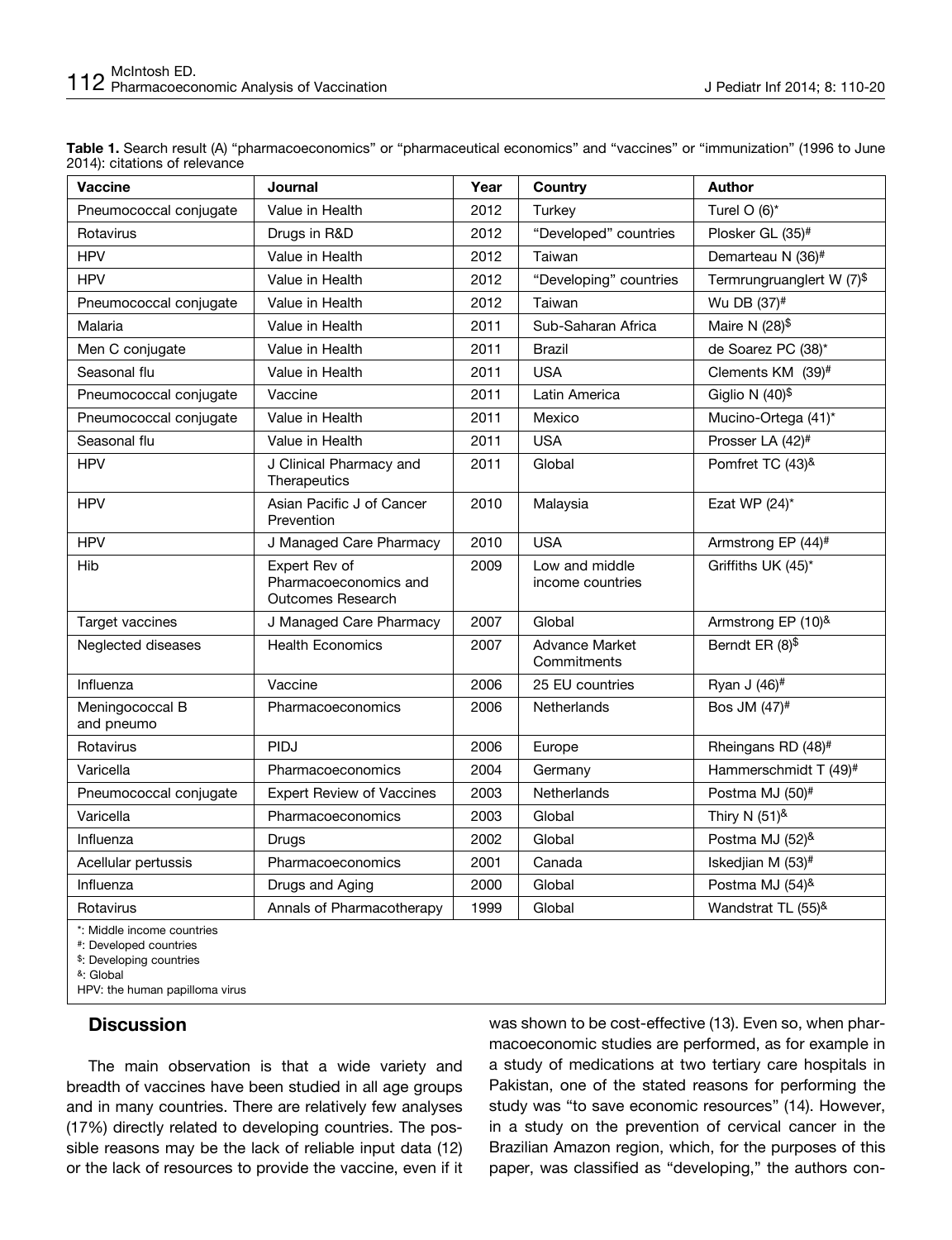**Table 1.** Search result (A) "pharmacoeconomics" or "pharmaceutical economics" and "vaccines" or "immunization" (1996 to June 2014): citations of relevance

| Vaccine | Journal | Year | Country | Author |
|---|---|---|---|---|
| Pneumococcal conjugate | Value in Health | 2012 | Turkey | Turel O (6)* |
| Rotavirus | Drugs in R&D | 2012 | "Developed" countries | Plosker GL (35)# |
| HPV | Value in Health | 2012 | Taiwan | Demarteau N (36)# |
| HPV | Value in Health | 2012 | "Developing" countries | Termrungruanglert W (7)$ |
| Pneumococcal conjugate | Value in Health | 2012 | Taiwan | Wu DB (37)# |
| Malaria | Value in Health | 2011 | Sub-Saharan Africa | Maire N (28)$ |
| Men C conjugate | Value in Health | 2011 | Brazil | de Soarez PC (38)* |
| Seasonal flu | Value in Health | 2011 | USA | Clements KM (39)# |
| Pneumococcal conjugate | Vaccine | 2011 | Latin America | Giglio N (40)$ |
| Pneumococcal conjugate | Value in Health | 2011 | Mexico | Mucino-Ortega (41)* |
| Seasonal flu | Value in Health | 2011 | USA | Prosser LA (42)# |
| HPV | J Clinical Pharmacy and Therapeutics | 2011 | Global | Pomfret TC (43)& |
| HPV | Asian Pacific J of Cancer Prevention | 2010 | Malaysia | Ezat WP (24)* |
| HPV | J Managed Care Pharmacy | 2010 | USA | Armstrong EP (44)# |
| Hib | Expert Rev of Pharmacoeconomics and Outcomes Research | 2009 | Low and middle income countries | Griffiths UK (45)* |
| Target vaccines | J Managed Care Pharmacy | 2007 | Global | Armstrong EP (10)& |
| Neglected diseases | Health Economics | 2007 | Advance Market Commitments | Berndt ER (8)$ |
| Influenza | Vaccine | 2006 | 25 EU countries | Ryan J (46)# |
| Meningococcal B and pneumo | Pharmacoeconomics | 2006 | Netherlands | Bos JM (47)# |
| Rotavirus | PIDJ | 2006 | Europe | Rheingans RD (48)# |
| Varicella | Pharmacoeconomics | 2004 | Germany | Hammerschmidt T (49)# |
| Pneumococcal conjugate | Expert Review of Vaccines | 2003 | Netherlands | Postma MJ (50)# |
| Varicella | Pharmacoeconomics | 2003 | Global | Thiry N (51)& |
| Influenza | Drugs | 2002 | Global | Postma MJ (52)& |
| Acellular pertussis | Pharmacoeconomics | 2001 | Canada | Iskedjian M (53)# |
| Influenza | Drugs and Aging | 2000 | Global | Postma MJ (54)& |
| Rotavirus | Annals of Pharmacotherapy | 1999 | Global | Wandstrat TL (55)& |

*: Middle income countries
#: Developed countries
$: Developing countries
&: Global
HPV: the human papilloma virus

## Discussion

The main observation is that a wide variety and breadth of vaccines have been studied in all age groups and in many countries. There are relatively few analyses (17%) directly related to developing countries. The possible reasons may be the lack of reliable input data (12) or the lack of resources to provide the vaccine, even if it was shown to be cost-effective (13). Even so, when pharmacoeconomic studies are performed, as for example in a study of medications at two tertiary care hospitals in Pakistan, one of the stated reasons for performing the study was "to save economic resources" (14). However, in a study on the prevention of cervical cancer in the Brazilian Amazon region, which, for the purposes of this paper, was classified as "developing," the authors con-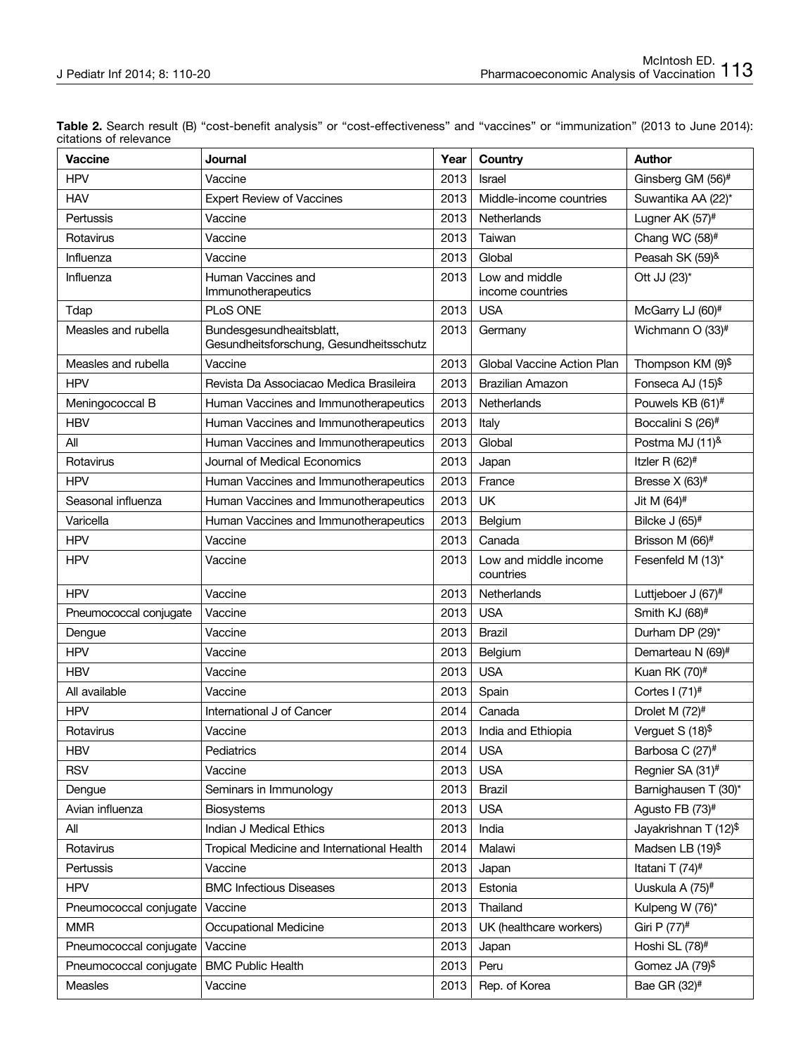**Table 2.** Search result (B) "cost-benefit analysis" or "cost-effectiveness" and "vaccines" or "immunization" (2013 to June 2014): citations of relevance

| Vaccine | Journal | Year | Country | Author |
|---|---|---|---|---|
| HPV | Vaccine | 2013 | Israel | Ginsberg GM (56)[#] |
| HAV | Expert Review of Vaccines | 2013 | Middle-income countries | Suwantika AA (22)[*] |
| Pertussis | Vaccine | 2013 | Netherlands | Lugner AK (57)[#] |
| Rotavirus | Vaccine | 2013 | Taiwan | Chang WC (58)[#] |
| Influenza | Vaccine | 2013 | Global | Peasah SK (59)[&] |
| Influenza | Human Vaccines and Immunotherapeutics | 2013 | Low and middle income countries | Ott JJ (23)[*] |
| Tdap | PLoS ONE | 2013 | USA | McGarry LJ (60)[#] |
| Measles and rubella | Bundesgesundheitsblatt, Gesundheitsforschung, Gesundheitsschutz | 2013 | Germany | Wichmann O (33)[#] |
| Measles and rubella | Vaccine | 2013 | Global Vaccine Action Plan | Thompson KM (9)[$] |
| HPV | Revista Da Associacao Medica Brasileira | 2013 | Brazilian Amazon | Fonseca AJ (15)[$] |
| Meningococcal B | Human Vaccines and Immunotherapeutics | 2013 | Netherlands | Pouwels KB (61)[#] |
| HBV | Human Vaccines and Immunotherapeutics | 2013 | Italy | Boccalini S (26)[#] |
| All | Human Vaccines and Immunotherapeutics | 2013 | Global | Postma MJ (11)[&] |
| Rotavirus | Journal of Medical Economics | 2013 | Japan | Itzler R (62)[#] |
| HPV | Human Vaccines and Immunotherapeutics | 2013 | France | Bresse X (63)[#] |
| Seasonal influenza | Human Vaccines and Immunotherapeutics | 2013 | UK | Jit M (64)[#] |
| Varicella | Human Vaccines and Immunotherapeutics | 2013 | Belgium | Bilcke J (65)[#] |
| HPV | Vaccine | 2013 | Canada | Brisson M (66)[#] |
| HPV | Vaccine | 2013 | Low and middle income countries | Fesenfeld M (13)[*] |
| HPV | Vaccine | 2013 | Netherlands | Luttjeboer J (67)[#] |
| Pneumococcal conjugate | Vaccine | 2013 | USA | Smith KJ (68)[#] |
| Dengue | Vaccine | 2013 | Brazil | Durham DP (29)[*] |
| HPV | Vaccine | 2013 | Belgium | Demarteau N (69)[#] |
| HBV | Vaccine | 2013 | USA | Kuan RK (70)[#] |
| All available | Vaccine | 2013 | Spain | Cortes I (71)[#] |
| HPV | International J of Cancer | 2014 | Canada | Drolet M (72)[#] |
| Rotavirus | Vaccine | 2013 | India and Ethiopia | Verguet S (18)[$] |
| HBV | Pediatrics | 2014 | USA | Barbosa C (27)[#] |
| RSV | Vaccine | 2013 | USA | Regnier SA (31)[#] |
| Dengue | Seminars in Immunology | 2013 | Brazil | Barnighausen T (30)[*] |
| Avian influenza | Biosystems | 2013 | USA | Agusto FB (73)[#] |
| All | Indian J Medical Ethics | 2013 | India | Jayakrishnan T (12)[$] |
| Rotavirus | Tropical Medicine and International Health | 2014 | Malawi | Madsen LB (19)[$] |
| Pertussis | Vaccine | 2013 | Japan | Itatani T (74)[#] |
| HPV | BMC Infectious Diseases | 2013 | Estonia | Uuskula A (75)[#] |
| Pneumococcal conjugate | Vaccine | 2013 | Thailand | Kulpeng W (76)[*] |
| MMR | Occupational Medicine | 2013 | UK (healthcare workers) | Giri P (77)[#] |
| Pneumococcal conjugate | Vaccine | 2013 | Japan | Hoshi SL (78)[#] |
| Pneumococcal conjugate | BMC Public Health | 2013 | Peru | Gomez JA (79)[$] |
| Measles | Vaccine | 2013 | Rep. of Korea | Bae GR (32)[#] |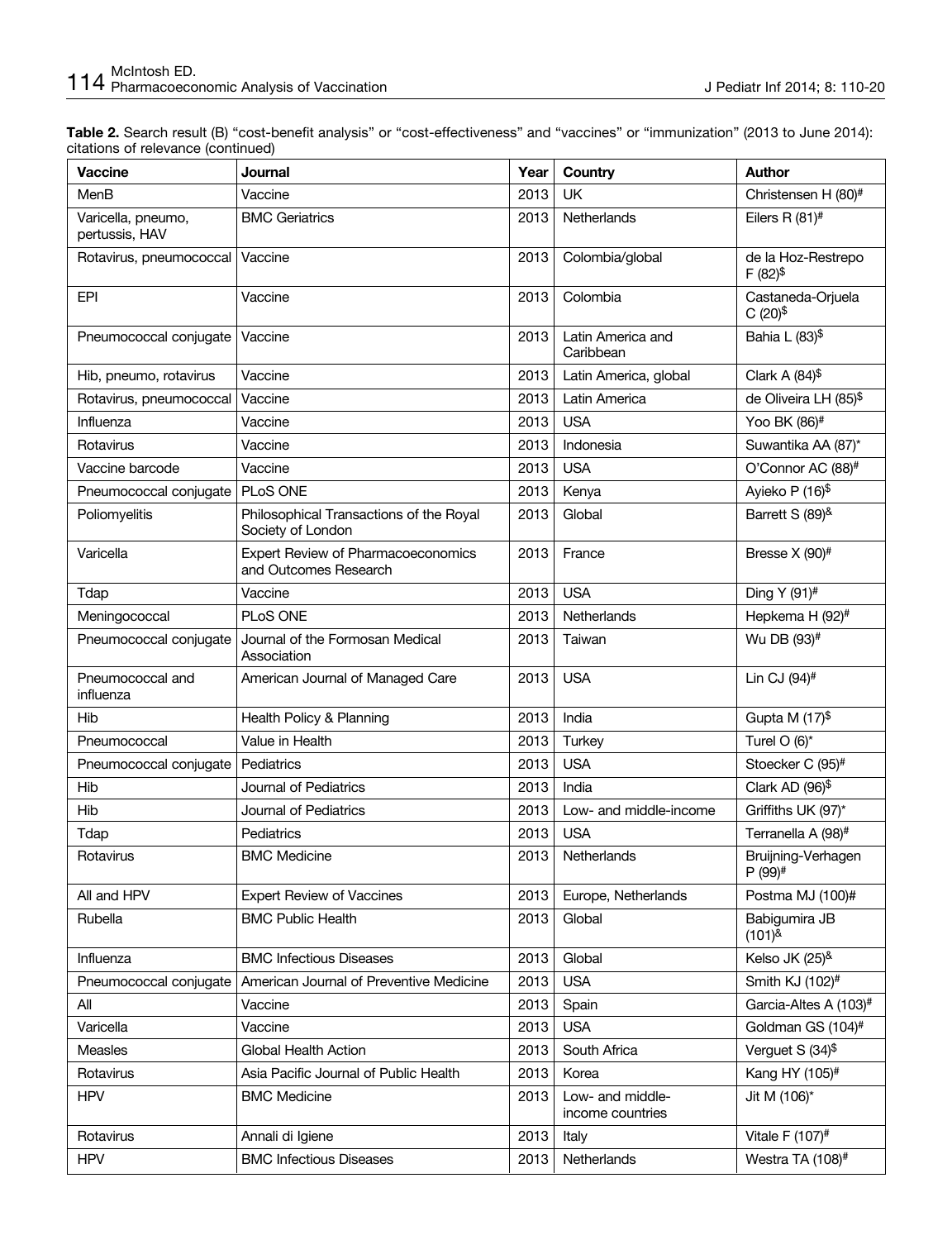**Table 2.** Search result (B) "cost-benefit analysis" or "cost-effectiveness" and "vaccines" or "immunization" (2013 to June 2014): citations of relevance (continued)

| Vaccine | Journal | Year | Country | Author |
|---|---|---|---|---|
| MenB | Vaccine | 2013 | UK | Christensen H (80)[#] |
| Varicella, pneumo, pertussis, HAV | BMC Geriatrics | 2013 | Netherlands | Eilers R (81)[#] |
| Rotavirus, pneumococcal | Vaccine | 2013 | Colombia/global | de la Hoz-Restrepo F (82)[$] |
| EPI | Vaccine | 2013 | Colombia | Castaneda-Orjuela C (20)[$] |
| Pneumococcal conjugate | Vaccine | 2013 | Latin America and Caribbean | Bahia L (83)[$] |
| Hib, pneumo, rotavirus | Vaccine | 2013 | Latin America, global | Clark A (84)[$] |
| Rotavirus, pneumococcal | Vaccine | 2013 | Latin America | de Oliveira LH (85)[$] |
| Influenza | Vaccine | 2013 | USA | Yoo BK (86)[#] |
| Rotavirus | Vaccine | 2013 | Indonesia | Suwantika AA (87)[*] |
| Vaccine barcode | Vaccine | 2013 | USA | O'Connor AC (88)[#] |
| Pneumococcal conjugate | PLoS ONE | 2013 | Kenya | Ayieko P (16)[$] |
| Poliomyelitis | Philosophical Transactions of the Royal Society of London | 2013 | Global | Barrett S (89)[&] |
| Varicella | Expert Review of Pharmacoeconomics and Outcomes Research | 2013 | France | Bresse X (90)[#] |
| Tdap | Vaccine | 2013 | USA | Ding Y (91)[#] |
| Meningococcal | PLoS ONE | 2013 | Netherlands | Hepkema H (92)[#] |
| Pneumococcal conjugate | Journal of the Formosan Medical Association | 2013 | Taiwan | Wu DB (93)[#] |
| Pneumococcal and influenza | American Journal of Managed Care | 2013 | USA | Lin CJ (94)[#] |
| Hib | Health Policy & Planning | 2013 | India | Gupta M (17)[$] |
| Pneumococcal | Value in Health | 2013 | Turkey | Turel O (6)[*] |
| Pneumococcal conjugate | Pediatrics | 2013 | USA | Stoecker C (95)[#] |
| Hib | Journal of Pediatrics | 2013 | India | Clark AD (96)[$] |
| Hib | Journal of Pediatrics | 2013 | Low- and middle-income | Griffiths UK (97)[*] |
| Tdap | Pediatrics | 2013 | USA | Terranella A (98)[#] |
| Rotavirus | BMC Medicine | 2013 | Netherlands | Bruijning-Verhagen P (99)[#] |
| All and HPV | Expert Review of Vaccines | 2013 | Europe, Netherlands | Postma MJ (100)# |
| Rubella | BMC Public Health | 2013 | Global | Babigumira JB (101)[&] |
| Influenza | BMC Infectious Diseases | 2013 | Global | Kelso JK (25)[&] |
| Pneumococcal conjugate | American Journal of Preventive Medicine | 2013 | USA | Smith KJ (102)[#] |
| All | Vaccine | 2013 | Spain | Garcia-Altes A (103)[#] |
| Varicella | Vaccine | 2013 | USA | Goldman GS (104)[#] |
| Measles | Global Health Action | 2013 | South Africa | Verguet S (34)[$] |
| Rotavirus | Asia Pacific Journal of Public Health | 2013 | Korea | Kang HY (105)[#] |
| HPV | BMC Medicine | 2013 | Low- and middle-income countries | Jit M (106)[*] |
| Rotavirus | Annali di Igiene | 2013 | Italy | Vitale F (107)[#] |
| HPV | BMC Infectious Diseases | 2013 | Netherlands | Westra TA (108)[#] |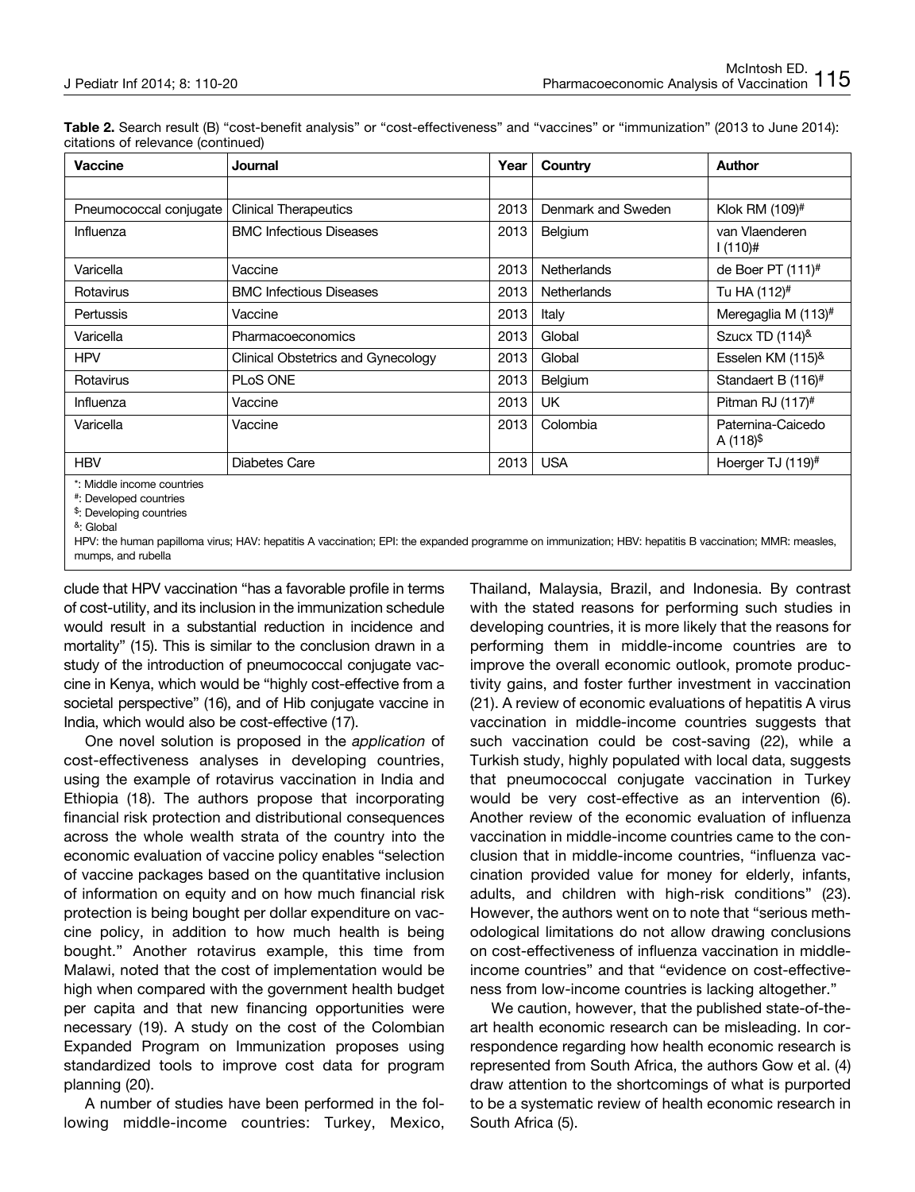**Table 2.** Search result (B) "cost-benefit analysis" or "cost-effectiveness" and "vaccines" or "immunization" (2013 to June 2014): citations of relevance (continued)

| Vaccine | Journal | Year | Country | Author |
|---|---|---|---|---|
| | | | | |
| Pneumococcal conjugate | Clinical Therapeutics | 2013 | Denmark and Sweden | Klok RM (109)[#] |
| Influenza | BMC Infectious Diseases | 2013 | Belgium | van Vlaenderen I (110)# |
| Varicella | Vaccine | 2013 | Netherlands | de Boer PT (111)[#] |
| Rotavirus | BMC Infectious Diseases | 2013 | Netherlands | Tu HA (112)[#] |
| Pertussis | Vaccine | 2013 | Italy | Meregaglia M (113)[#] |
| Varicella | Pharmacoeconomics | 2013 | Global | Szucx TD (114)[&] |
| HPV | Clinical Obstetrics and Gynecology | 2013 | Global | Esselen KM (115)[&] |
| Rotavirus | PLoS ONE | 2013 | Belgium | Standaert B (116)[#] |
| Influenza | Vaccine | 2013 | UK | Pitman RJ (117)[#] |
| Varicella | Vaccine | 2013 | Colombia | Paternina-Caicedo A (118)[$] |
| HBV | Diabetes Care | 2013 | USA | Hoerger TJ (119)[#] |

*: Middle income countries
#: Developed countries
$: Developing countries
&: Global
HPV: the human papilloma virus; HAV: hepatitis A vaccination; EPI: the expanded programme on immunization; HBV: hepatitis B vaccination; MMR: measles, mumps, and rubella

clude that HPV vaccination "has a favorable profile in terms of cost-utility, and its inclusion in the immunization schedule would result in a substantial reduction in incidence and mortality" (15). This is similar to the conclusion drawn in a study of the introduction of pneumococcal conjugate vaccine in Kenya, which would be "highly cost-effective from a societal perspective" (16), and of Hib conjugate vaccine in India, which would also be cost-effective (17).

One novel solution is proposed in the *application* of cost-effectiveness analyses in developing countries, using the example of rotavirus vaccination in India and Ethiopia (18). The authors propose that incorporating financial risk protection and distributional consequences across the whole wealth strata of the country into the economic evaluation of vaccine policy enables "selection of vaccine packages based on the quantitative inclusion of information on equity and on how much financial risk protection is being bought per dollar expenditure on vaccine policy, in addition to how much health is being bought." Another rotavirus example, this time from Malawi, noted that the cost of implementation would be high when compared with the government health budget per capita and that new financing opportunities were necessary (19). A study on the cost of the Colombian Expanded Program on Immunization proposes using standardized tools to improve cost data for program planning (20).

A number of studies have been performed in the following middle-income countries: Turkey, Mexico, Thailand, Malaysia, Brazil, and Indonesia. By contrast with the stated reasons for performing such studies in developing countries, it is more likely that the reasons for performing them in middle-income countries are to improve the overall economic outlook, promote productivity gains, and foster further investment in vaccination (21). A review of economic evaluations of hepatitis A virus vaccination in middle-income countries suggests that such vaccination could be cost-saving (22), while a Turkish study, highly populated with local data, suggests that pneumococcal conjugate vaccination in Turkey would be very cost-effective as an intervention (6). Another review of the economic evaluation of influenza vaccination in middle-income countries came to the conclusion that in middle-income countries, "influenza vaccination provided value for money for elderly, infants, adults, and children with high-risk conditions" (23). However, the authors went on to note that "serious methodological limitations do not allow drawing conclusions on cost-effectiveness of influenza vaccination in middle-income countries" and that "evidence on cost-effectiveness from low-income countries is lacking altogether."

We caution, however, that the published state-of-the-art health economic research can be misleading. In correspondence regarding how health economic research is represented from South Africa, the authors Gow et al. (4) draw attention to the shortcomings of what is purported to be a systematic review of health economic research in South Africa (5).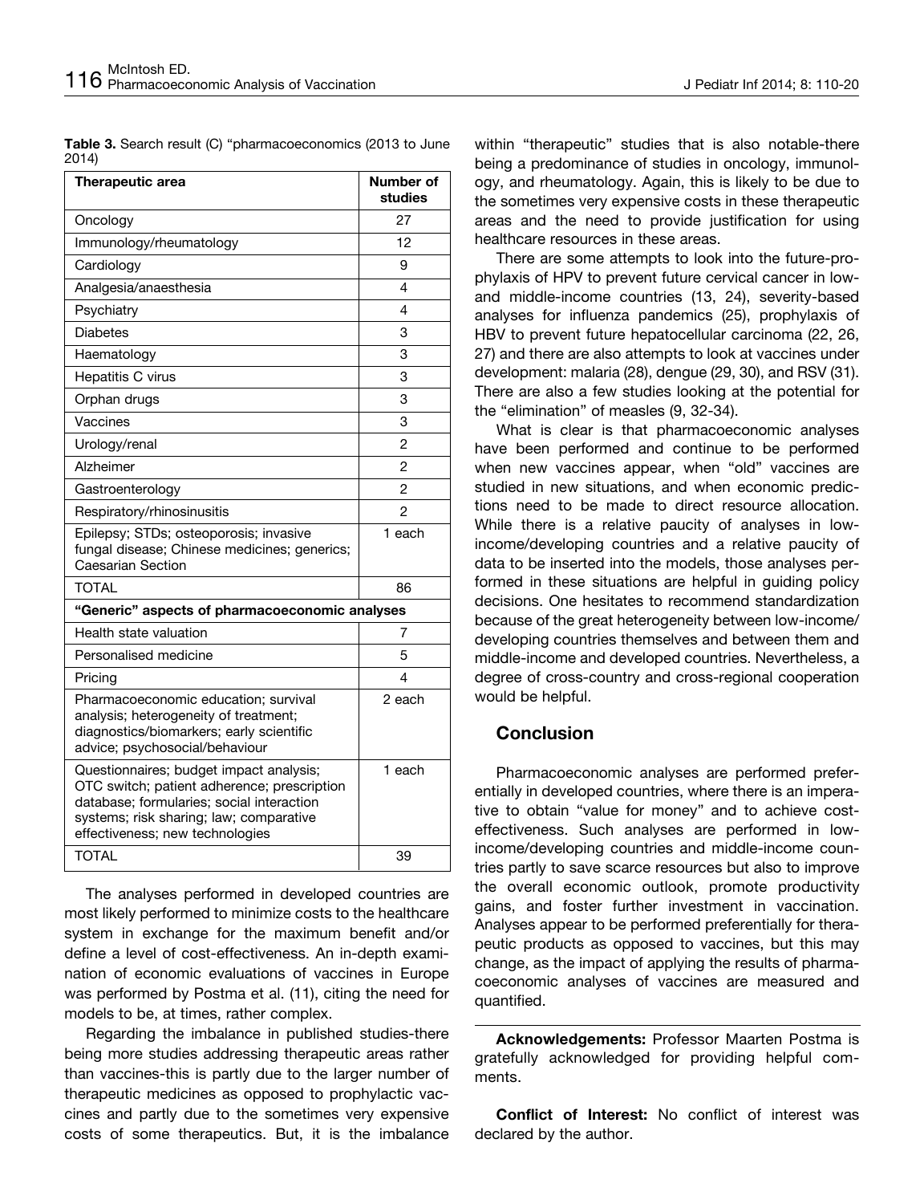**Table 3.** Search result (C) "pharmacoeconomics (2013 to June 2014)

| Therapeutic area | Number of studies |
|---|---|
| Oncology | 27 |
| Immunology/rheumatology | 12 |
| Cardiology | 9 |
| Analgesia/anaesthesia | 4 |
| Psychiatry | 4 |
| Diabetes | 3 |
| Haematology | 3 |
| Hepatitis C virus | 3 |
| Orphan drugs | 3 |
| Vaccines | 3 |
| Urology/renal | 2 |
| Alzheimer | 2 |
| Gastroenterology | 2 |
| Respiratory/rhinosinusitis | 2 |
| Epilepsy; STDs; osteoporosis; invasive fungal disease; Chinese medicines; generics; Caesarian Section | 1 each |
| TOTAL | 86 |
| **"Generic" aspects of pharmacoeconomic analyses** | |
| Health state valuation | 7 |
| Personalised medicine | 5 |
| Pricing | 4 |
| Pharmacoeconomic education; survival analysis; heterogeneity of treatment; diagnostics/biomarkers; early scientific advice; psychosocial/behaviour | 2 each |
| Questionnaires; budget impact analysis; OTC switch; patient adherence; prescription database; formularies; social interaction systems; risk sharing; law; comparative effectiveness; new technologies | 1 each |
| TOTAL | 39 |

The analyses performed in developed countries are most likely performed to minimize costs to the healthcare system in exchange for the maximum benefit and/or define a level of cost-effectiveness. An in-depth examination of economic evaluations of vaccines in Europe was performed by Postma et al. (11), citing the need for models to be, at times, rather complex.

Regarding the imbalance in published studies-there being more studies addressing therapeutic areas rather than vaccines-this is partly due to the larger number of therapeutic medicines as opposed to prophylactic vaccines and partly due to the sometimes very expensive costs of some therapeutics. But, it is the imbalance within "therapeutic" studies that is also notable-there being a predominance of studies in oncology, immunology, and rheumatology. Again, this is likely to be due to the sometimes very expensive costs in these therapeutic areas and the need to provide justification for using healthcare resources in these areas.

There are some attempts to look into the future-prophylaxis of HPV to prevent future cervical cancer in low- and middle-income countries (13, 24), severity-based analyses for influenza pandemics (25), prophylaxis of HBV to prevent future hepatocellular carcinoma (22, 26, 27) and there are also attempts to look at vaccines under development: malaria (28), dengue (29, 30), and RSV (31). There are also a few studies looking at the potential for the "elimination" of measles (9, 32-34).

What is clear is that pharmacoeconomic analyses have been performed and continue to be performed when new vaccines appear, when "old" vaccines are studied in new situations, and when economic predictions need to be made to direct resource allocation. While there is a relative paucity of analyses in low-income/developing countries and a relative paucity of data to be inserted into the models, those analyses performed in these situations are helpful in guiding policy decisions. One hesitates to recommend standardization because of the great heterogeneity between low-income/developing countries themselves and between them and middle-income and developed countries. Nevertheless, a degree of cross-country and cross-regional cooperation would be helpful.

## Conclusion

Pharmacoeconomic analyses are performed preferentially in developed countries, where there is an imperative to obtain "value for money" and to achieve cost-effectiveness. Such analyses are performed in low-income/developing countries and middle-income countries partly to save scarce resources but also to improve the overall economic outlook, promote productivity gains, and foster further investment in vaccination. Analyses appear to be performed preferentially for therapeutic products as opposed to vaccines, but this may change, as the impact of applying the results of pharmacoeconomic analyses of vaccines are measured and quantified.

**Acknowledgements:** Professor Maarten Postma is gratefully acknowledged for providing helpful comments.

**Conflict of Interest:** No conflict of interest was declared by the author.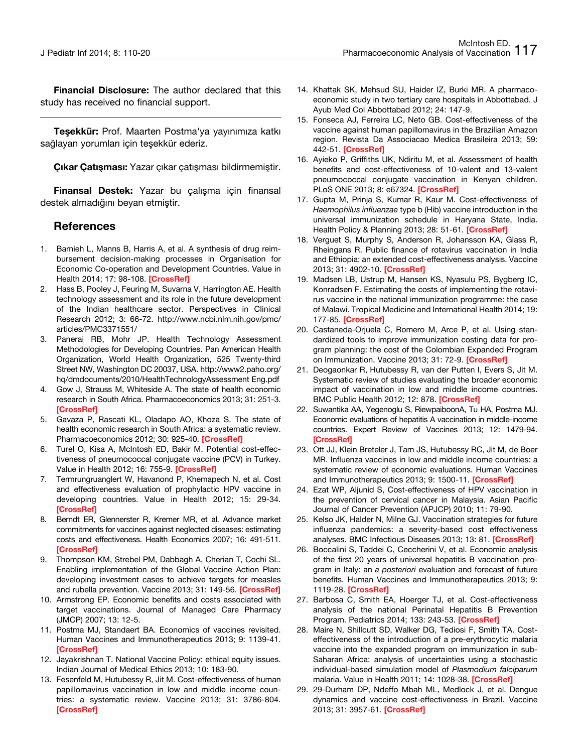**Financial Disclosure:** The author declared that this study has received no financial support.

---

**Teşekkür:** Prof. Maarten Postma'ya yayınımıza katkı sağlayan yorumları için teşekkür ederiz.

**Çıkar Çatışması:** Yazar çıkar çatışması bildirmemiştir.

**Finansal Destek:** Yazar bu çalışma için finansal destek almadığını beyan etmiştir.

## References

1. Barnieh L, Manns B, Harris A, et al. A synthesis of drug reimbursement decision-making processes in Organisation for Economic Co-operation and Development Countries. Value in Health 2014; 17: 98-108. [CrossRef]
2. Hass B, Pooley J, Feuring M, Suvarna V, Harrington AE. Health technology assessment and its role in the future development of the Indian healthcare sector. Perspectives in Clinical Research 2012; 3: 66-72. http://www.ncbi.nlm.nih.gov/pmc/articles/PMC3371551/
3. Panerai RB, Mohr JP. Health Technology Assessment Methodologies for Developing Countries. Pan American Health Organization, World Health Organization, 525 Twenty-third Street NW, Washington DC 20037, USA. http://www2.paho.org/hq/dmdocuments/2010/HealthTechnologyAssessment Eng.pdf
4. Gow J, Strauss M, Whiteside A. The state of health economic research in South Africa. Pharmacoeconomics 2013; 31: 251-3. [CrossRef]
5. Gavaza P, Rascati KL, Oladapo AO, Khoza S. The state of health economic research in South Africa: a systematic review. Pharmacoeconomics 2012; 30: 925-40. [CrossRef]
6. Turel O, Kisa A, McIntosh ED, Bakir M. Potential cost-effectiveness of pneumococcal conjugate vaccine (PCV) in Turkey. Value in Health 2012; 16: 755-9. [CrossRef]
7. Termrungruanglert W, Havanond P, Khemapech N, et al. Cost and effectiveness evaluation of prophylactic HPV vaccine in developing countries. Value in Health 2012; 15: 29-34. [CrossRef]
8. Berndt ER, Glennerster R, Kremer MR, et al. Advance market commitments for vaccines against neglected diseases: estimating costs and effectiveness. Health Economics 2007; 16: 491-511. [CrossRef]
9. Thompson KM, Strebel PM, Dabbagh A, Cherian T, Cochi SL. Enabling implementation of the Global Vaccine Action Plan: developing investment cases to achieve targets for measles and rubella prevention. Vaccine 2013; 31: 149-56. [CrossRef]
10. Armstrong EP. Economic benefits and costs associated with target vaccinations. Journal of Managed Care Pharmacy (JMCP) 2007; 13: 12-5.
11. Postma MJ, Standaert BA. Economics of vaccines revisited. Human Vaccines and Immunotherapeutics 2013; 9: 1139-41. [CrossRef]
12. Jayakrishnan T. National Vaccine Policy: ethical equity issues. Indian Journal of Medical Ethics 2013; 10: 183-90.
13. Fesenfeld M, Hutubessy R, Jit M. Cost-effectiveness of human papillomavirus vaccination in low and middle income countries: a systematic review. Vaccine 2013; 31: 3786-804. [CrossRef]
14. Khattak SK, Mehsud SU, Haider IZ, Burki MR. A pharmacoeconomic study in two tertiary care hospitals in Abbottabad. J Ayub Med Col Abbottabad 2012; 24: 147-9.
15. Fonseca AJ, Ferreira LC, Neto GB. Cost-effectiveness of the vaccine against human papillomavirus in the Brazilian Amazon region. Revista Da Associacao Medica Brasileira 2013; 59: 442-51. [CrossRef]
16. Ayieko P, Griffiths UK, Ndiritu M, et al. Assessment of health benefits and cost-effectiveness of 10-valent and 13-valent pneumococcal conjugate vaccination in Kenyan children. PLoS ONE 2013; 8: e67324. [CrossRef]
17. Gupta M, Prinja S, Kumar R, Kaur M. Cost-effectiveness of *Haemophilus influenzae* type b (Hib) vaccine introduction in the universal immunization schedule in Haryana State, India. Health Policy & Planning 2013; 28: 51-61. [CrossRef]
18. Verguet S, Murphy S, Anderson R, Johansson KA, Glass R, Rheingans R. Public finance of rotavirus vaccination in India and Ethiopia: an extended cost-effectiveness analysis. Vaccine 2013; 31: 4902-10. [CrossRef]
19. Madsen LB, Ustrup M, Hansen KS, Nyasulu PS, Bygberg IC, Konradsen F. Estimating the costs of implementing the rotavirus vaccine in the national immunization programme: the case of Malawi. Tropical Medicine and International Health 2014; 19: 177-85. [CrossRef]
20. Castaneda-Orjuela C, Romero M, Arce P, et al. Using standardized tools to improve immunization costing data for program planning: the cost of the Colombian Expanded Program on Immunization. Vaccine 2013; 31: 72-9. [CrossRef]
21. Deogaonkar R, Hutubessy R, van der Putten I, Evers S, Jit M. Systematic review of studies evaluating the broader economic impact of vaccination in low and middle income countries. BMC Public Health 2012; 12: 878. [CrossRef]
22. Suwantika AA, Yegenoglu S, RiewpaiboonA, Tu HA, Postma MJ. Economic evaluations of hepatitis A vaccination in middle-income countries. Expert Review of Vaccines 2013; 12: 1479-94. [CrossRef]
23. Ott JJ, Klein Breteler J, Tam JS, Hutubessy RC, Jit M, de Boer MR. Influenza vaccines in low and middle income countries: a systematic review of economic evaluations. Human Vaccines and Immunotherapeutics 2013; 9: 1500-11. [CrossRef]
24. Ezat WP, Aljunid S, Cost-effectiveness of HPV vaccination in the prevention of cervical cancer in Malaysia. Asian Pacific Journal of Cancer Prevention (APJCP) 2010; 11: 79-90.
25. Kelso JK, Halder N, Milne GJ. Vaccination strategies for future influenza pandemics: a severity-based cost effectiveness analyses. BMC Infectious Diseases 2013; 13: 81. [CrossRef]
26. Boccalini S, Taddei C, Ceccherini V, et al. Economic analysis of the first 20 years of universal hepatitis B vaccination program in Italy: an *a posteriori* evaluation and forecast of future benefits. Human Vaccines and Immunotherapeutics 2013; 9: 1119-28. [CrossRef]
27. Barbosa C, Smith EA, Hoerger TJ, et al. Cost-effectiveness analysis of the national Perinatal Hepatitis B Prevention Program. Pediatrics 2014; 133: 243-53. [CrossRef]
28. Maire N, Shillcutt SD, Walker DG, Tediosi F, Smith TA. Cost-effectiveness of the introduction of a pre-erythrocytic malaria vaccine into the expanded program on immunization in sub-Saharan Africa: analysis of uncertainties using a stochastic individual-based simulation model of *Plasmodium falciparum* malaria. Value in Health 2011; 14: 1028-38. [CrossRef]
29. 29-Durham DP, Ndeffo Mbah ML, Medlock J, et al. Dengue dynamics and vaccine cost-effectiveness in Brazil. Vaccine 2013; 31: 3957-61. [CrossRef]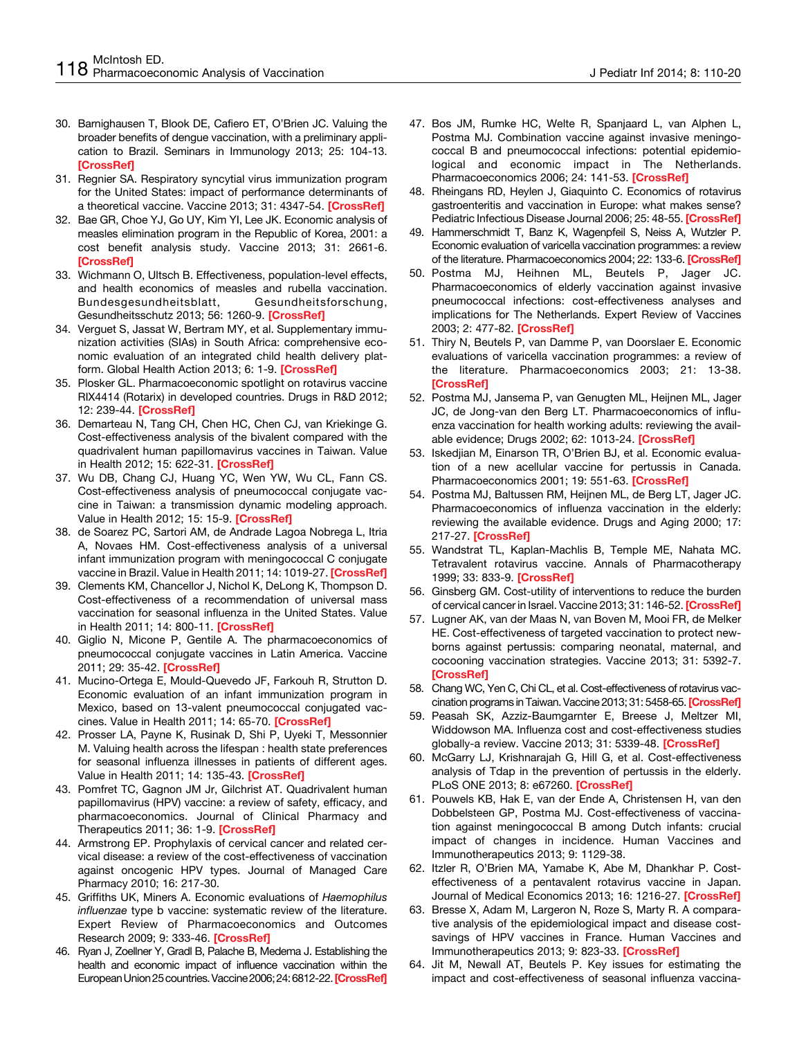30. Barnighausen T, Blook DE, Cafiero ET, O'Brien JC. Valuing the broader benefits of dengue vaccination, with a preliminary application to Brazil. Seminars in Immunology 2013; 25: 104-13. [CrossRef]
31. Regnier SA. Respiratory syncytial virus immunization program for the United States: impact of performance determinants of a theoretical vaccine. Vaccine 2013; 31: 4347-54. [CrossRef]
32. Bae GR, Choe YJ, Go UY, Kim YI, Lee JK. Economic analysis of measles elimination program in the Republic of Korea, 2001: a cost benefit analysis study. Vaccine 2013; 31: 2661-6. [CrossRef]
33. Wichmann O, Ultsch B. Effectiveness, population-level effects, and health economics of measles and rubella vaccination. Bundesgesundheitsblatt, Gesundheitsforschung, Gesundheitsschutz 2013; 56: 1260-9. [CrossRef]
34. Verguet S, Jassat W, Bertram MY, et al. Supplementary immunization activities (SIAs) in South Africa: comprehensive economic evaluation of an integrated child health delivery platform. Global Health Action 2013; 6: 1-9. [CrossRef]
35. Plosker GL. Pharmacoeconomic spotlight on rotavirus vaccine RIX4414 (Rotarix) in developed countries. Drugs in R&D 2012; 12: 239-44. [CrossRef]
36. Demarteau N, Tang CH, Chen HC, Chen CJ, van Kriekinge G. Cost-effectiveness analysis of the bivalent compared with the quadrivalent human papillomavirus vaccines in Taiwan. Value in Health 2012; 15: 622-31. [CrossRef]
37. Wu DB, Chang CJ, Huang YC, Wen YW, Wu CL, Fann CS. Cost-effectiveness analysis of pneumococcal conjugate vaccine in Taiwan: a transmission dynamic modeling approach. Value in Health 2012; 15: 15-9. [CrossRef]
38. de Soarez PC, Sartori AM, de Andrade Lagoa Nobrega L, Itria A, Novaes HM. Cost-effectiveness analysis of a universal infant immunization program with meningococcal C conjugate vaccine in Brazil. Value in Health 2011; 14: 1019-27. [CrossRef]
39. Clements KM, Chancellor J, Nichol K, DeLong K, Thompson D. Cost-effectiveness of a recommendation of universal mass vaccination for seasonal influenza in the United States. Value in Health 2011; 14: 800-11. [CrossRef]
40. Giglio N, Micone P, Gentile A. The pharmacoeconomics of pneumococcal conjugate vaccines in Latin America. Vaccine 2011; 29: 35-42. [CrossRef]
41. Mucino-Ortega E, Mould-Quevedo JF, Farkouh R, Strutton D. Economic evaluation of an infant immunization program in Mexico, based on 13-valent pneumococcal conjugated vaccines. Value in Health 2011; 14: 65-70. [CrossRef]
42. Prosser LA, Payne K, Rusinak D, Shi P, Uyeki T, Messonnier M. Valuing health across the lifespan : health state preferences for seasonal influenza illnesses in patients of different ages. Value in Health 2011; 14: 135-43. [CrossRef]
43. Pomfret TC, Gagnon JM Jr, Gilchrist AT. Quadrivalent human papillomavirus (HPV) vaccine: a review of safety, efficacy, and pharmacoeconomics. Journal of Clinical Pharmacy and Therapeutics 2011; 36: 1-9. [CrossRef]
44. Armstrong EP. Prophylaxis of cervical cancer and related cervical disease: a review of the cost-effectiveness of vaccination against oncogenic HPV types. Journal of Managed Care Pharmacy 2010; 16: 217-30.
45. Griffiths UK, Miners A. Economic evaluations of *Haemophilus influenzae* type b vaccine: systematic review of the literature. Expert Review of Pharmacoeconomics and Outcomes Research 2009; 9: 333-46. [CrossRef]
46. Ryan J, Zoellner Y, Gradl B, Palache B, Medema J. Establishing the health and economic impact of influence vaccination within the European Union 25 countries. Vaccine 2006; 24: 6812-22. [CrossRef]
47. Bos JM, Rumke HC, Welte R, Spanjaard L, van Alphen L, Postma MJ. Combination vaccine against invasive meningococcal B and pneumococcal infections: potential epidemiological and economic impact in The Netherlands. Pharmacoeconomics 2006; 24: 141-53. [CrossRef]
48. Rheingans RD, Heylen J, Giaquinto C. Economics of rotavirus gastroenteritis and vaccination in Europe: what makes sense? Pediatric Infectious Disease Journal 2006; 25: 48-55. [CrossRef]
49. Hammerschmidt T, Banz K, Wagenpfeil S, Neiss A, Wutzler P. Economic evaluation of varicella vaccination programmes: a review of the literature. Pharmacoeconomics 2004; 22: 133-6. [CrossRef]
50. Postma MJ, Heihnen ML, Beutels P, Jager JC. Pharmacoeconomics of elderly vaccination against invasive pneumococcal infections: cost-effectiveness analyses and implications for The Netherlands. Expert Review of Vaccines 2003; 2: 477-82. [CrossRef]
51. Thiry N, Beutels P, van Damme P, van Doorslaer E. Economic evaluations of varicella vaccination programmes: a review of the literature. Pharmacoeconomics 2003; 21: 13-38. [CrossRef]
52. Postma MJ, Jansema P, van Genugten ML, Heijnen ML, Jager JC, de Jong-van den Berg LT. Pharmacoeconomics of influenza vaccination for health working adults: reviewing the available evidence; Drugs 2002; 62: 1013-24. [CrossRef]
53. Iskedjian M, Einarson TR, O'Brien BJ, et al. Economic evaluation of a new acellular vaccine for pertussis in Canada. Pharmacoeconomics 2001; 19: 551-63. [CrossRef]
54. Postma MJ, Baltussen RM, Heijnen ML, de Berg LT, Jager JC. Pharmacoeconomics of influenza vaccination in the elderly: reviewing the available evidence. Drugs and Aging 2000; 17: 217-27. [CrossRef]
55. Wandstrat TL, Kaplan-Machlis B, Temple ME, Nahata MC. Tetravalent rotavirus vaccine. Annals of Pharmacotherapy 1999; 33: 833-9. [CrossRef]
56. Ginsberg GM. Cost-utility of interventions to reduce the burden of cervical cancer in Israel. Vaccine 2013; 31: 146-52. [CrossRef]
57. Lugner AK, van der Maas N, van Boven M, Mooi FR, de Melker HE. Cost-effectiveness of targeted vaccination to protect newborns against pertussis: comparing neonatal, maternal, and cocooning vaccination strategies. Vaccine 2013; 31: 5392-7. [CrossRef]
58. Chang WC, Yen C, Chi CL, et al. Cost-effectiveness of rotavirus vaccination programs in Taiwan. Vaccine 2013; 31: 5458-65. [CrossRef]
59. Peasah SK, Azziz-Baumgarnter E, Breese J, Meltzer MI, Widdowson MA. Influenza cost and cost-effectiveness studies globally-a review. Vaccine 2013; 31: 5339-48. [CrossRef]
60. McGarry LJ, Krishnarajah G, Hill G, et al. Cost-effectiveness analysis of Tdap in the prevention of pertussis in the elderly. PLoS ONE 2013; 8: e67260. [CrossRef]
61. Pouwels KB, Hak E, van der Ende A, Christensen H, van den Dobbelsteen GP, Postma MJ. Cost-effectiveness of vaccination against meningococcal B among Dutch infants: crucial impact of changes in incidence. Human Vaccines and Immunotherapeutics 2013; 9: 1129-38.
62. Itzler R, O'Brien MA, Yamabe K, Abe M, Dhankhar P. Cost-effectiveness of a pentavalent rotavirus vaccine in Japan. Journal of Medical Economics 2013; 16: 1216-27. [CrossRef]
63. Bresse X, Adam M, Largeron N, Roze S, Marty R. A comparative analysis of the epidemiological impact and disease cost-savings of HPV vaccines in France. Human Vaccines and Immunotherapeutics 2013; 9: 823-33. [CrossRef]
64. Jit M, Newall AT, Beutels P. Key issues for estimating the impact and cost-effectiveness of seasonal influenza vaccina-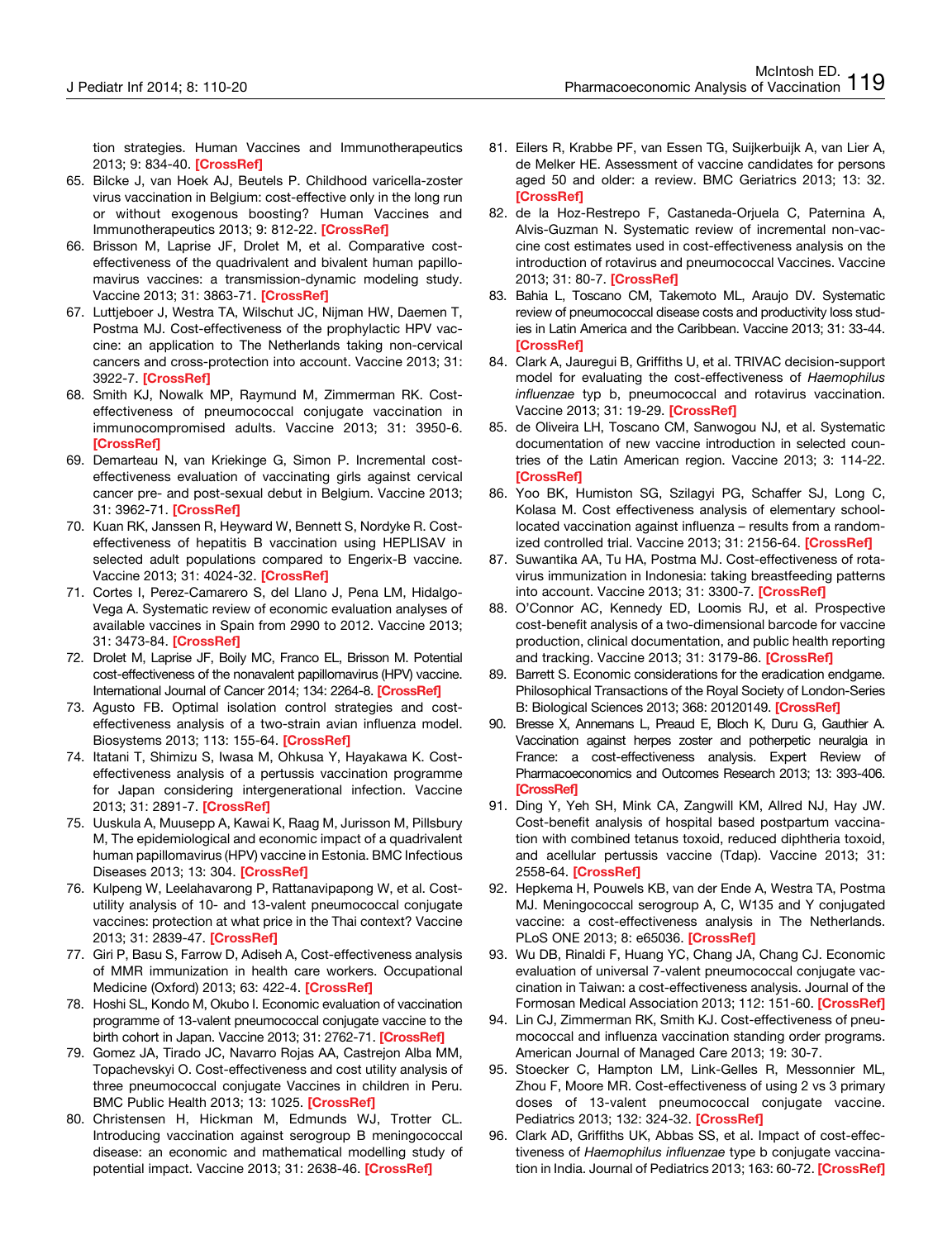tion strategies. Human Vaccines and Immunotherapeutics 2013; 9: 834-40. [CrossRef]

65. Bilcke J, van Hoek AJ, Beutels P. Childhood varicella-zoster virus vaccination in Belgium: cost-effective only in the long run or without exogenous boosting? Human Vaccines and Immunotherapeutics 2013; 9: 812-22. [CrossRef]
66. Brisson M, Laprise JF, Drolet M, et al. Comparative cost-effectiveness of the quadrivalent and bivalent human papillomavirus vaccines: a transmission-dynamic modeling study. Vaccine 2013; 31: 3863-71. [CrossRef]
67. Luttjeboer J, Westra TA, Wilschut JC, Nijman HW, Daemen T, Postma MJ. Cost-effectiveness of the prophylactic HPV vaccine: an application to The Netherlands taking non-cervical cancers and cross-protection into account. Vaccine 2013; 31: 3922-7. [CrossRef]
68. Smith KJ, Nowalk MP, Raymund M, Zimmerman RK. Cost-effectiveness of pneumococcal conjugate vaccination in immunocompromised adults. Vaccine 2013; 31: 3950-6. [CrossRef]
69. Demarteau N, van Kriekinge G, Simon P. Incremental cost-effectiveness evaluation of vaccinating girls against cervical cancer pre- and post-sexual debut in Belgium. Vaccine 2013; 31: 3962-71. [CrossRef]
70. Kuan RK, Janssen R, Heyward W, Bennett S, Nordyke R. Cost-effectiveness of hepatitis B vaccination using HEPLISAV in selected adult populations compared to Engerix-B vaccine. Vaccine 2013; 31: 4024-32. [CrossRef]
71. Cortes I, Perez-Camarero S, del Llano J, Pena LM, Hidalgo-Vega A. Systematic review of economic evaluation analyses of available vaccines in Spain from 2990 to 2012. Vaccine 2013; 31: 3473-84. [CrossRef]
72. Drolet M, Laprise JF, Boily MC, Franco EL, Brisson M. Potential cost-effectiveness of the nonavalent papillomavirus (HPV) vaccine. International Journal of Cancer 2014; 134: 2264-8. [CrossRef]
73. Agusto FB. Optimal isolation control strategies and cost-effectiveness analysis of a two-strain avian influenza model. Biosystems 2013; 113: 155-64. [CrossRef]
74. Itatani T, Shimizu S, Iwasa M, Ohkusa Y, Hayakawa K. Cost-effectiveness analysis of a pertussis vaccination programme for Japan considering intergenerational infection. Vaccine 2013; 31: 2891-7. [CrossRef]
75. Uuskula A, Muusepp A, Kawai K, Raag M, Jurisson M, Pillsbury M, The epidemiological and economic impact of a quadrivalent human papillomavirus (HPV) vaccine in Estonia. BMC Infectious Diseases 2013; 13: 304. [CrossRef]
76. Kulpeng W, Leelahavarong P, Rattanavipapong W, et al. Cost-utility analysis of 10- and 13-valent pneumococcal conjugate vaccines: protection at what price in the Thai context? Vaccine 2013; 31: 2839-47. [CrossRef]
77. Giri P, Basu S, Farrow D, Adiseh A, Cost-effectiveness analysis of MMR immunization in health care workers. Occupational Medicine (Oxford) 2013; 63: 422-4. [CrossRef]
78. Hoshi SL, Kondo M, Okubo I. Economic evaluation of vaccination programme of 13-valent pneumococcal conjugate vaccine to the birth cohort in Japan. Vaccine 2013; 31: 2762-71. [CrossRef]
79. Gomez JA, Tirado JC, Navarro Rojas AA, Castrejon Alba MM, Topachevskyi O. Cost-effectiveness and cost utility analysis of three pneumococcal conjugate Vaccines in children in Peru. BMC Public Health 2013; 13: 1025. [CrossRef]
80. Christensen H, Hickman M, Edmunds WJ, Trotter CL. Introducing vaccination against serogroup B meningococcal disease: an economic and mathematical modelling study of potential impact. Vaccine 2013; 31: 2638-46. [CrossRef]
81. Eilers R, Krabbe PF, van Essen TG, Suijkerbuijk A, van Lier A, de Melker HE. Assessment of vaccine candidates for persons aged 50 and older: a review. BMC Geriatrics 2013; 13: 32. [CrossRef]
82. de la Hoz-Restrepo F, Castaneda-Orjuela C, Paternina A, Alvis-Guzman N. Systematic review of incremental non-vaccine cost estimates used in cost-effectiveness analysis on the introduction of rotavirus and pneumococcal Vaccines. Vaccine 2013; 31: 80-7. [CrossRef]
83. Bahia L, Toscano CM, Takemoto ML, Araujo DV. Systematic review of pneumococcal disease costs and productivity loss studies in Latin America and the Caribbean. Vaccine 2013; 31: 33-44. [CrossRef]
84. Clark A, Jauregui B, Griffiths U, et al. TRIVAC decision-support model for evaluating the cost-effectiveness of *Haemophilus influenzae* typ b, pneumococcal and rotavirus vaccination. Vaccine 2013; 31: 19-29. [CrossRef]
85. de Oliveira LH, Toscano CM, Sanwogou NJ, et al. Systematic documentation of new vaccine introduction in selected countries of the Latin American region. Vaccine 2013; 3: 114-22. [CrossRef]
86. Yoo BK, Humiston SG, Szilagyi PG, Schaffer SJ, Long C, Kolasa M. Cost effectiveness analysis of elementary school-located vaccination against influenza – results from a randomized controlled trial. Vaccine 2013; 31: 2156-64. [CrossRef]
87. Suwantika AA, Tu HA, Postma MJ. Cost-effectiveness of rotavirus immunization in Indonesia: taking breastfeeding patterns into account. Vaccine 2013; 31: 3300-7. [CrossRef]
88. O'Connor AC, Kennedy ED, Loomis RJ, et al. Prospective cost-benefit analysis of a two-dimensional barcode for vaccine production, clinical documentation, and public health reporting and tracking. Vaccine 2013; 31: 3179-86. [CrossRef]
89. Barrett S. Economic considerations for the eradication endgame. Philosophical Transactions of the Royal Society of London-Series B: Biological Sciences 2013; 368: 20120149. [CrossRef]
90. Bresse X, Annemans L, Preaud E, Bloch K, Duru G, Gauthier A. Vaccination against herpes zoster and potherpetic neuralgia in France: a cost-effectiveness analysis. Expert Review of Pharmacoeconomics and Outcomes Research 2013; 13: 393-406. [CrossRef]
91. Ding Y, Yeh SH, Mink CA, Zangwill KM, Allred NJ, Hay JW. Cost-benefit analysis of hospital based postpartum vaccination with combined tetanus toxoid, reduced diphtheria toxoid, and acellular pertussis vaccine (Tdap). Vaccine 2013; 31: 2558-64. [CrossRef]
92. Hepkema H, Pouwels KB, van der Ende A, Westra TA, Postma MJ. Meningococcal serogroup A, C, W135 and Y conjugated vaccine: a cost-effectiveness analysis in The Netherlands. PLoS ONE 2013; 8: e65036. [CrossRef]
93. Wu DB, Rinaldi F, Huang YC, Chang JA, Chang CJ. Economic evaluation of universal 7-valent pneumococcal conjugate vaccination in Taiwan: a cost-effectiveness analysis. Journal of the Formosan Medical Association 2013; 112: 151-60. [CrossRef]
94. Lin CJ, Zimmerman RK, Smith KJ. Cost-effectiveness of pneumococcal and influenza vaccination standing order programs. American Journal of Managed Care 2013; 19: 30-7.
95. Stoecker C, Hampton LM, Link-Gelles R, Messonnier ML, Zhou F, Moore MR. Cost-effectiveness of using 2 vs 3 primary doses of 13-valent pneumococcal conjugate vaccine. Pediatrics 2013; 132: 324-32. [CrossRef]
96. Clark AD, Griffiths UK, Abbas SS, et al. Impact of cost-effectiveness of *Haemophilus influenzae* type b conjugate vaccination in India. Journal of Pediatrics 2013; 163: 60-72. [CrossRef]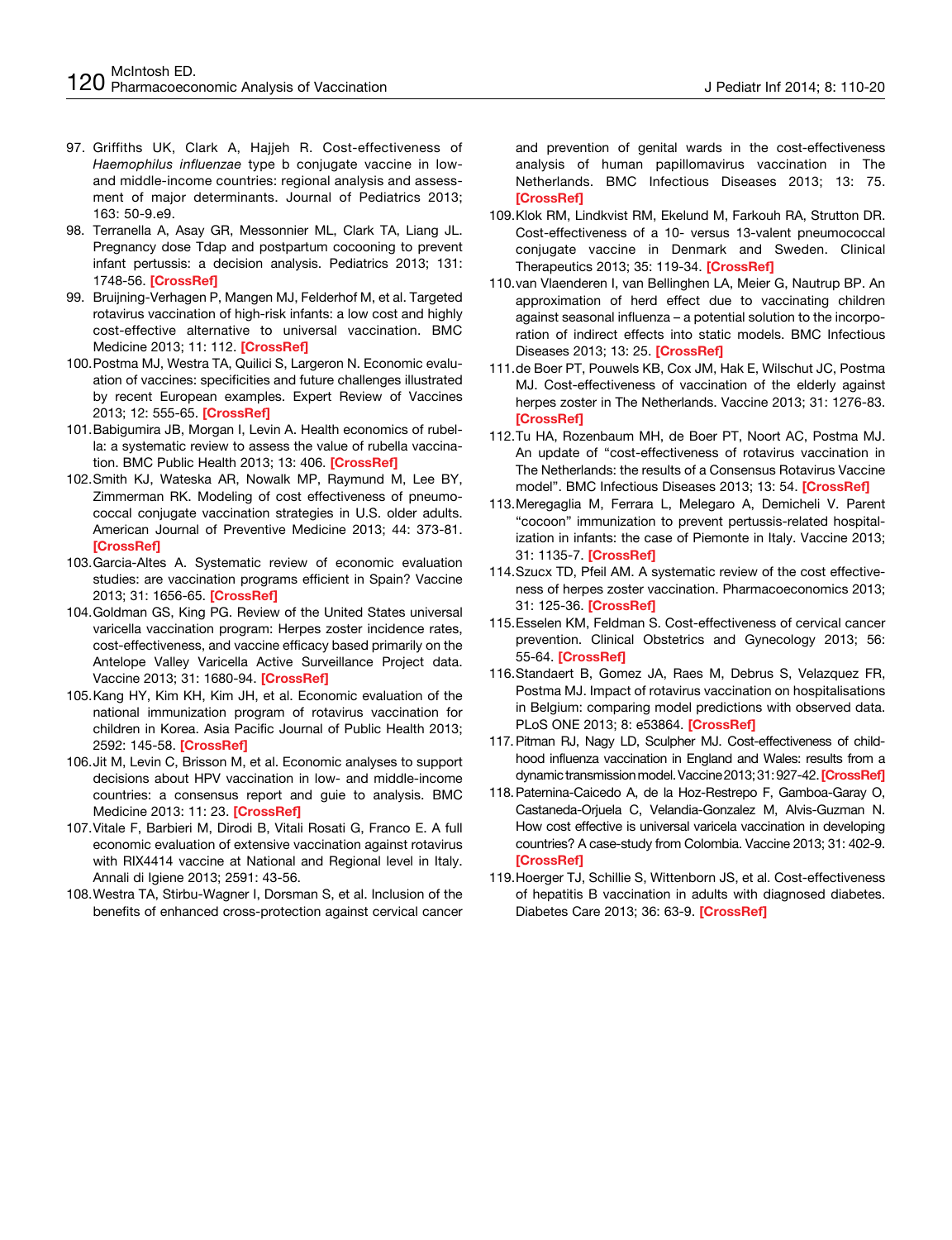97. Griffiths UK, Clark A, Hajjeh R. Cost-effectiveness of *Haemophilus influenzae* type b conjugate vaccine in low- and middle-income countries: regional analysis and assessment of major determinants. Journal of Pediatrics 2013; 163: 50-9.e9.
98. Terranella A, Asay GR, Messonnier ML, Clark TA, Liang JL. Pregnancy dose Tdap and postpartum cocooning to prevent infant pertussis: a decision analysis. Pediatrics 2013; 131: 1748-56. [CrossRef]
99. Bruijning-Verhagen P, Mangen MJ, Felderhof M, et al. Targeted rotavirus vaccination of high-risk infants: a low cost and highly cost-effective alternative to universal vaccination. BMC Medicine 2013; 11: 112. [CrossRef]
100. Postma MJ, Westra TA, Quilici S, Largeron N. Economic evaluation of vaccines: specificities and future challenges illustrated by recent European examples. Expert Review of Vaccines 2013; 12: 555-65. [CrossRef]
101. Babigumira JB, Morgan I, Levin A. Health economics of rubella: a systematic review to assess the value of rubella vaccination. BMC Public Health 2013; 13: 406. [CrossRef]
102. Smith KJ, Wateska AR, Nowalk MP, Raymund M, Lee BY, Zimmerman RK. Modeling of cost effectiveness of pneumococcal conjugate vaccination strategies in U.S. older adults. American Journal of Preventive Medicine 2013; 44: 373-81. [CrossRef]
103. Garcia-Altes A. Systematic review of economic evaluation studies: are vaccination programs efficient in Spain? Vaccine 2013; 31: 1656-65. [CrossRef]
104. Goldman GS, King PG. Review of the United States universal varicella vaccination program: Herpes zoster incidence rates, cost-effectiveness, and vaccine efficacy based primarily on the Antelope Valley Varicella Active Surveillance Project data. Vaccine 2013; 31: 1680-94. [CrossRef]
105. Kang HY, Kim KH, Kim JH, et al. Economic evaluation of the national immunization program of rotavirus vaccination for children in Korea. Asia Pacific Journal of Public Health 2013; 2592: 145-58. [CrossRef]
106. Jit M, Levin C, Brisson M, et al. Economic analyses to support decisions about HPV vaccination in low- and middle-income countries: a consensus report and guie to analysis. BMC Medicine 2013: 11: 23. [CrossRef]
107. Vitale F, Barbieri M, Dirodi B, Vitali Rosati G, Franco E. A full economic evaluation of extensive vaccination against rotavirus with RIX4414 vaccine at National and Regional level in Italy. Annali di Igiene 2013; 2591: 43-56.
108. Westra TA, Stirbu-Wagner I, Dorsman S, et al. Inclusion of the benefits of enhanced cross-protection against cervical cancer and prevention of genital wards in the cost-effectiveness analysis of human papillomavirus vaccination in The Netherlands. BMC Infectious Diseases 2013; 13: 75. [CrossRef]
109. Klok RM, Lindkvist RM, Ekelund M, Farkouh RA, Strutton DR. Cost-effectiveness of a 10- versus 13-valent pneumococcal conjugate vaccine in Denmark and Sweden. Clinical Therapeutics 2013; 35: 119-34. [CrossRef]
110. van Vlaenderen I, van Bellinghen LA, Meier G, Nautrup BP. An approximation of herd effect due to vaccinating children against seasonal influenza – a potential solution to the incorporation of indirect effects into static models. BMC Infectious Diseases 2013; 13: 25. [CrossRef]
111. de Boer PT, Pouwels KB, Cox JM, Hak E, Wilschut JC, Postma MJ. Cost-effectiveness of vaccination of the elderly against herpes zoster in The Netherlands. Vaccine 2013; 31: 1276-83. [CrossRef]
112. Tu HA, Rozenbaum MH, de Boer PT, Noort AC, Postma MJ. An update of "cost-effectiveness of rotavirus vaccination in The Netherlands: the results of a Consensus Rotavirus Vaccine model". BMC Infectious Diseases 2013; 13: 54. [CrossRef]
113. Meregaglia M, Ferrara L, Melegaro A, Demicheli V. Parent "cocoon" immunization to prevent pertussis-related hospitalization in infants: the case of Piemonte in Italy. Vaccine 2013; 31: 1135-7. [CrossRef]
114. Szucx TD, Pfeil AM. A systematic review of the cost effectiveness of herpes zoster vaccination. Pharmacoeconomics 2013; 31: 125-36. [CrossRef]
115. Esselen KM, Feldman S. Cost-effectiveness of cervical cancer prevention. Clinical Obstetrics and Gynecology 2013; 56: 55-64. [CrossRef]
116. Standaert B, Gomez JA, Raes M, Debrus S, Velazquez FR, Postma MJ. Impact of rotavirus vaccination on hospitalisations in Belgium: comparing model predictions with observed data. PLoS ONE 2013; 8: e53864. [CrossRef]
117. Pitman RJ, Nagy LD, Sculpher MJ. Cost-effectiveness of childhood influenza vaccination in England and Wales: results from a dynamic transmission model. Vaccine 2013; 31: 927-42. [CrossRef]
118. Paternina-Caicedo A, de la Hoz-Restrepo F, Gamboa-Garay O, Castaneda-Orjuela C, Velandia-Gonzalez M, Alvis-Guzman N. How cost effective is universal varicela vaccination in developing countries? A case-study from Colombia. Vaccine 2013; 31: 402-9. [CrossRef]
119. Hoerger TJ, Schillie S, Wittenborn JS, et al. Cost-effectiveness of hepatitis B vaccination in adults with diagnosed diabetes. Diabetes Care 2013; 36: 63-9. [CrossRef]